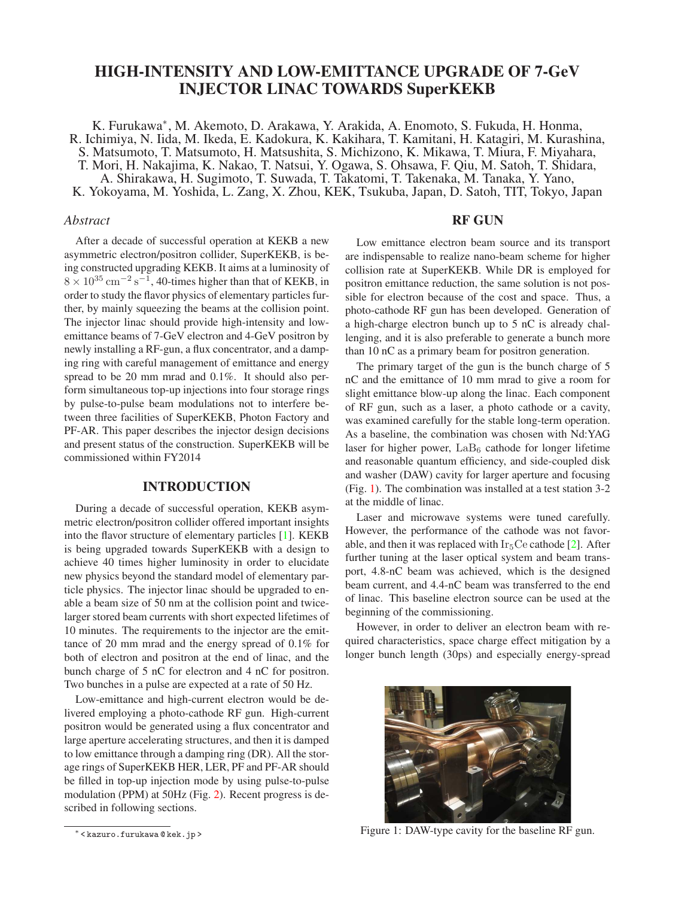# HIGH-INTENSITY AND LOW-EMITTANCE UPGRADE OF 7-GeV INJECTOR LINAC TOWARDS SuperKEKB

K. Furukawa*, M. Akemoto, D. Arakawa, Y. Arakida, A. Enomoto, S. Fukuda, H. Honma, R. Ichimiya, N. Iida, M. Ikeda, E. Kadokura, K. Kakihara, T. Kamitani, H. Katagiri, M. Kurashina, S. Matsumoto, T. Matsumoto, H. Matsushita, S. Michizono, K. Mikawa, T. Miura, F. Miyahara, T. Mori, H. Nakajima, K. Nakao, T. Natsui, Y. Ogawa, S. Ohsawa, F. Qiu, M. Satoh, T. Shidara, A. Shirakawa, H. Sugimoto, T. Suwada, T. Takatomi, T. Takenaka, M. Tanaka, Y. Yano, K. Yokoyama, M. Yoshida, L. Zang, X. Zhou, KEK, Tsukuba, Japan, D. Satoh, TIT, Tokyo, Japan

*Abstract*

After a decade of successful operation at KEKB a new asymmetric electron/positron collider, SuperKEKB, is being constructed upgrading KEKB. It aims at a luminosity of $8 \times 10^{35}\,\mathrm{cm}^{-2}\,\mathrm{s}^{-1}$, 40-times higher than that of KEKB, in order to study the flavor physics of elementary particles further, by mainly squeezing the beams at the collision point. The injector linac should provide high-intensity and low-emittance beams of 7-GeV electron and 4-GeV positron by newly installing a RF-gun, a flux concentrator, and a damping ring with careful management of emittance and energy spread to be 20 mm mrad and 0.1%. It should also perform simultaneous top-up injections into four storage rings by pulse-to-pulse beam modulations not to interfere between three facilities of SuperKEKB, Photon Factory and PF-AR. This paper describes the injector design decisions and present status of the construction. SuperKEKB will be commissioned within FY2014

## INTRODUCTION

During a decade of successful operation, KEKB asymmetric electron/positron collider offered important insights into the flavor structure of elementary particles [1]. KEKB is being upgraded towards SuperKEKB with a design to achieve 40 times higher luminosity in order to elucidate new physics beyond the standard model of elementary particle physics. The injector linac should be upgraded to enable a beam size of 50 nm at the collision point and twice-larger stored beam currents with short expected lifetimes of 10 minutes. The requirements to the injector are the emittance of 20 mm mrad and the energy spread of 0.1% for both of electron and positron at the end of linac, and the bunch charge of 5 nC for electron and 4 nC for positron. Two bunches in a pulse are expected at a rate of 50 Hz.

Low-emittance and high-current electron would be delivered employing a photo-cathode RF gun. High-current positron would be generated using a flux concentrator and large aperture accelerating structures, and then it is damped to low emittance through a damping ring (DR). All the storage rings of SuperKEKB HER, LER, PF and PF-AR should be filled in top-up injection mode by using pulse-to-pulse modulation (PPM) at 50Hz (Fig. 2). Recent progress is described in following sections.

## RF GUN

Low emittance electron beam source and its transport are indispensable to realize nano-beam scheme for higher collision rate at SuperKEKB. While DR is employed for positron emittance reduction, the same solution is not possible for electron because of the cost and space. Thus, a photo-cathode RF gun has been developed. Generation of a high-charge electron bunch up to 5 nC is already challenging, and it is also preferable to generate a bunch more than 10 nC as a primary beam for positron generation.

The primary target of the gun is the bunch charge of 5 nC and the emittance of 10 mm mrad to give a room for slight emittance blow-up along the linac. Each component of RF gun, such as a laser, a photo cathode or a cavity, was examined carefully for the stable long-term operation. As a baseline, the combination was chosen with Nd:YAG laser for higher power, $\mathrm{LaB_6}$ cathode for longer lifetime and reasonable quantum efficiency, and side-coupled disk and washer (DAW) cavity for larger aperture and focusing (Fig. 1). The combination was installed at a test station 3-2 at the middle of linac.

Laser and microwave systems were tuned carefully. However, the performance of the cathode was not favorable, and then it was replaced with $\mathrm{Ir_5Ce}$ cathode [2]. After further tuning at the laser optical system and beam transport, 4.8-nC beam was achieved, which is the designed beam current, and 4.4-nC beam was transferred to the end of linac. This baseline electron source can be used at the beginning of the commissioning.

However, in order to deliver an electron beam with required characteristics, space charge effect mitigation by a longer bunch length (30ps) and especially energy-spread

Figure 1: DAW-type cavity for the baseline RF gun.

* <kazuro.furukawa@kek.jp>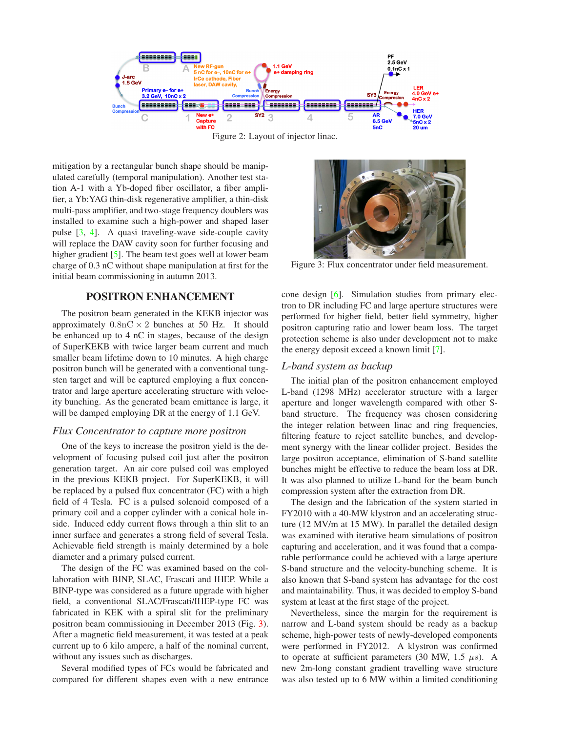Figure 2: Layout of injector linac.

mitigation by a rectangular bunch shape should be manipulated carefully (temporal manipulation). Another test station A-1 with a Yb-doped fiber oscillator, a fiber amplifier, a Yb:YAG thin-disk regenerative amplifier, a thin-disk multi-pass amplifier, and two-stage frequency doublers was installed to examine such a high-power and shaped laser pulse [3, 4]. A quasi traveling-wave side-couple cavity will replace the DAW cavity soon for further focusing and higher gradient [5]. The beam test goes well at lower beam charge of 0.3 nC without shape manipulation at first for the initial beam commissioning in autumn 2013.

## POSITRON ENHANCEMENT

The positron beam generated in the KEKB injector was approximately $0.8\text{nC} \times 2$ bunches at 50 Hz. It should be enhanced up to 4 nC in stages, because of the design of SuperKEKB with twice larger beam current and much smaller beam lifetime down to 10 minutes. A high charge positron bunch will be generated with a conventional tungsten target and will be captured employing a flux concentrator and large aperture accelerating structure with velocity bunching. As the generated beam emittance is large, it will be damped employing DR at the energy of 1.1 GeV.

### *Flux Concentrator to capture more positron*

One of the keys to increase the positron yield is the development of focusing pulsed coil just after the positron generation target. An air core pulsed coil was employed in the previous KEKB project. For SuperKEKB, it will be replaced by a pulsed flux concentrator (FC) with a high field of 4 Tesla. FC is a pulsed solenoid composed of a primary coil and a copper cylinder with a conical hole inside. Induced eddy current flows through a thin slit to an inner surface and generates a strong field of several Tesla. Achievable field strength is mainly determined by a hole diameter and a primary pulsed current.

The design of the FC was examined based on the collaboration with BINP, SLAC, Frascati and IHEP. While a BINP-type was considered as a future upgrade with higher field, a conventional SLAC/Frascati/IHEP-type FC was fabricated in KEK with a spiral slit for the preliminary positron beam commissioning in December 2013 (Fig. 3). After a magnetic field measurement, it was tested at a peak current up to 6 kilo ampere, a half of the nominal current, without any issues such as discharges.

Several modified types of FCs would be fabricated and compared for different shapes even with a new entrance cone design [6]. Simulation studies from primary electron to DR including FC and large aperture structures were performed for higher field, better field symmetry, higher positron capturing ratio and lower beam loss. The target protection scheme is also under development not to make the energy deposit exceed a known limit [7].

Figure 3: Flux concentrator under field measurement.

### *L-band system as backup*

The initial plan of the positron enhancement employed L-band (1298 MHz) accelerator structure with a larger aperture and longer wavelength compared with other S-band structure. The frequency was chosen considering the integer relation between linac and ring frequencies, filtering feature to reject satellite bunches, and development synergy with the linear collider project. Besides the large positron acceptance, elimination of S-band satellite bunches might be effective to reduce the beam loss at DR. It was also planned to utilize L-band for the beam bunch compression system after the extraction from DR.

The design and the fabrication of the system started in FY2010 with a 40-MW klystron and an accelerating structure (12 MV/m at 15 MW). In parallel the detailed design was examined with iterative beam simulations of positron capturing and acceleration, and it was found that a comparable performance could be achieved with a large aperture S-band structure and the velocity-bunching scheme. It is also known that S-band system has advantage for the cost and maintainability. Thus, it was decided to employ S-band system at least at the first stage of the project.

Nevertheless, since the margin for the requirement is narrow and L-band system should be ready as a backup scheme, high-power tests of newly-developed components were performed in FY2012. A klystron was confirmed to operate at sufficient parameters (30 MW, 1.5 $\mu s$). A new 2m-long constant gradient travelling wave structure was also tested up to 6 MW within a limited conditioning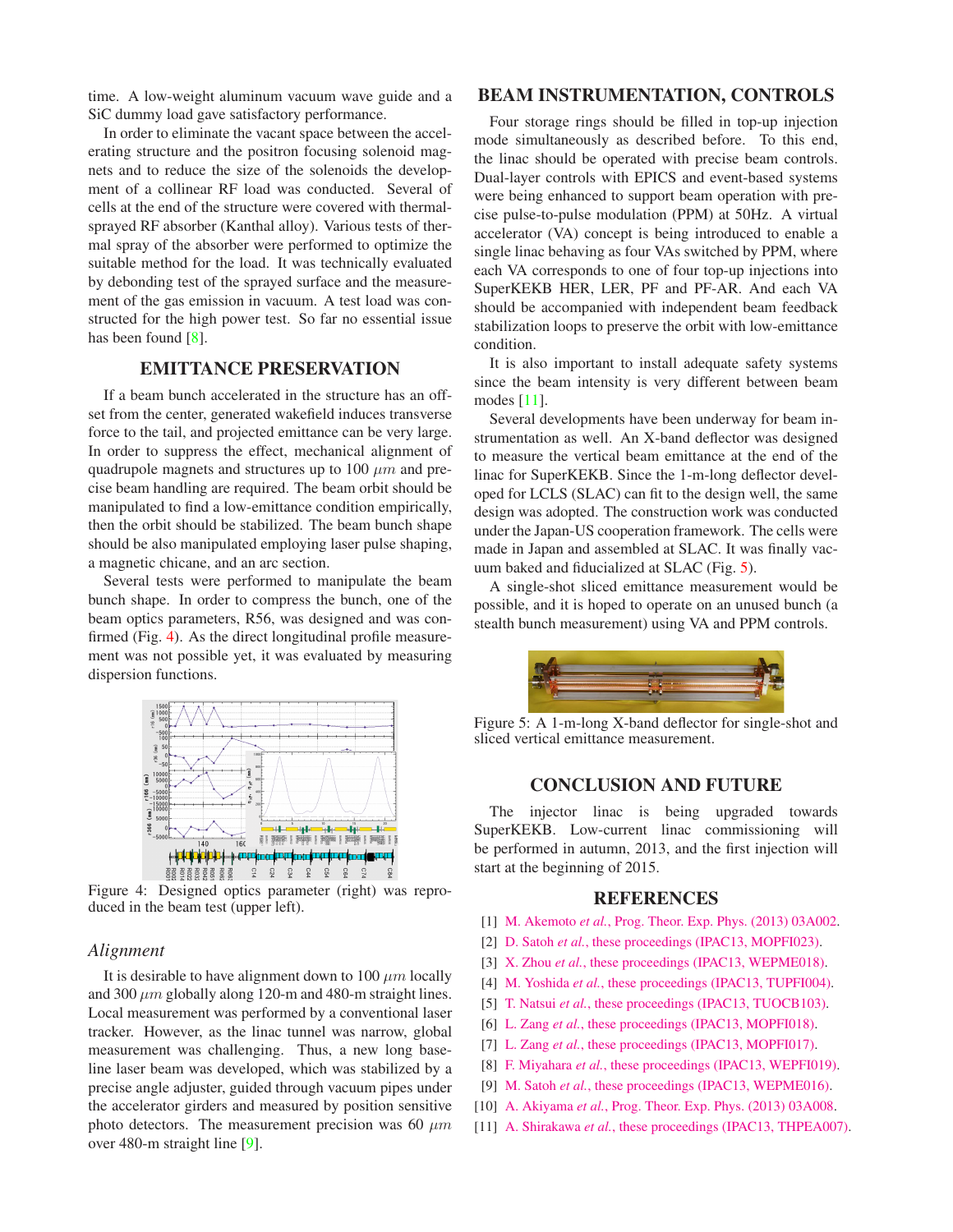time. A low-weight aluminum vacuum wave guide and a SiC dummy load gave satisfactory performance.

In order to eliminate the vacant space between the accelerating structure and the positron focusing solenoid magnets and to reduce the size of the solenoids the development of a collinear RF load was conducted. Several of cells at the end of the structure were covered with thermal-sprayed RF absorber (Kanthal alloy). Various tests of thermal spray of the absorber were performed to optimize the suitable method for the load. It was technically evaluated by debonding test of the sprayed surface and the measurement of the gas emission in vacuum. A test load was constructed for the high power test. So far no essential issue has been found [8].

## EMITTANCE PRESERVATION

If a beam bunch accelerated in the structure has an offset from the center, generated wakefield induces transverse force to the tail, and projected emittance can be very large. In order to suppress the effect, mechanical alignment of quadrupole magnets and structures up to 100 $\mu m$ and precise beam handling are required. The beam orbit should be manipulated to find a low-emittance condition empirically, then the orbit should be stabilized. The beam bunch shape should be also manipulated employing laser pulse shaping, a magnetic chicane, and an arc section.

Several tests were performed to manipulate the beam bunch shape. In order to compress the bunch, one of the beam optics parameters, R56, was designed and was confirmed (Fig. 4). As the direct longitudinal profile measurement was not possible yet, it was evaluated by measuring dispersion functions.

Figure 4: Designed optics parameter (right) was reproduced in the beam test (upper left).

### *Alignment*

It is desirable to have alignment down to 100 $\mu m$ locally and 300 $\mu m$ globally along 120-m and 480-m straight lines. Local measurement was performed by a conventional laser tracker. However, as the linac tunnel was narrow, global measurement was challenging. Thus, a new long baseline laser beam was developed, which was stabilized by a precise angle adjuster, guided through vacuum pipes under the accelerator girders and measured by position sensitive photo detectors. The measurement precision was 60 $\mu m$ over 480-m straight line [9].

## BEAM INSTRUMENTATION, CONTROLS

Four storage rings should be filled in top-up injection mode simultaneously as described before. To this end, the linac should be operated with precise beam controls. Dual-layer controls with EPICS and event-based systems were being enhanced to support beam operation with precise pulse-to-pulse modulation (PPM) at 50Hz. A virtual accelerator (VA) concept is being introduced to enable a single linac behaving as four VAs switched by PPM, where each VA corresponds to one of four top-up injections into SuperKEKB HER, LER, PF and PF-AR. And each VA should be accompanied with independent beam feedback stabilization loops to preserve the orbit with low-emittance condition.

It is also important to install adequate safety systems since the beam intensity is very different between beam modes [11].

Several developments have been underway for beam instrumentation as well. An X-band deflector was designed to measure the vertical beam emittance at the end of the linac for SuperKEKB. Since the 1-m-long deflector developed for LCLS (SLAC) can fit to the design well, the same design was adopted. The construction work was conducted under the Japan-US cooperation framework. The cells were made in Japan and assembled at SLAC. It was finally vacuum baked and fiducialized at SLAC (Fig. 5).

A single-shot sliced emittance measurement would be possible, and it is hoped to operate on an unused bunch (a stealth bunch measurement) using VA and PPM controls.

Figure 5: A 1-m-long X-band deflector for single-shot and sliced vertical emittance measurement.

## CONCLUSION AND FUTURE

The injector linac is being upgraded towards SuperKEKB. Low-current linac commissioning will be performed in autumn, 2013, and the first injection will start at the beginning of 2015.

## REFERENCES

[1] M. Akemoto *et al.*, Prog. Theor. Exp. Phys. (2013) 03A002.

[2] D. Satoh *et al.*, these proceedings (IPAC13, MOPFI023).

[3] X. Zhou *et al.*, these proceedings (IPAC13, WEPME018).

[4] M. Yoshida *et al.*, these proceedings (IPAC13, TUPFI004).

[5] T. Natsui *et al.*, these proceedings (IPAC13, TUOCB103).

[6] L. Zang *et al.*, these proceedings (IPAC13, MOPFI018).

[7] L. Zang *et al.*, these proceedings (IPAC13, MOPFI017).

[8] F. Miyahara *et al.*, these proceedings (IPAC13, WEPFI019).

[9] M. Satoh *et al.*, these proceedings (IPAC13, WEPME016).

[10] A. Akiyama *et al.*, Prog. Theor. Exp. Phys. (2013) 03A008.

[11] A. Shirakawa *et al.*, these proceedings (IPAC13, THPEA007).